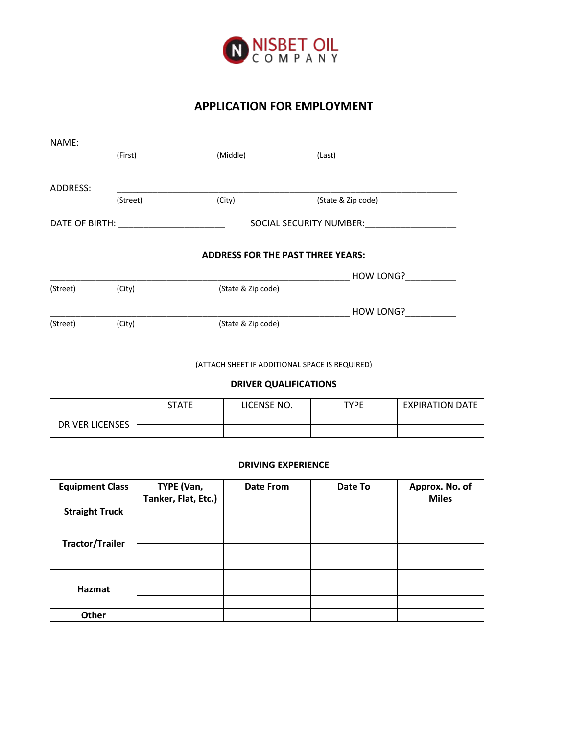NISBET OIL COMPANY

# APPLICATION FOR EMPLOYMENT

NAME: \_\_\_\_\_\_\_\_\_\_\_\_\_\_\_\_\_\_\_\_\_\_\_\_\_\_\_\_\_\_\_\_\_\_\_\_\_\_\_\_\_\_\_\_\_\_\_\_\_\_\_\_\_\_\_\_\_\_\_\_\_\_\_\_\_\_\_\_

(First) (Middle) (Last)

ADDRESS: \_\_\_\_\_\_\_\_\_\_\_\_\_\_\_\_\_\_\_\_\_\_\_\_\_\_\_\_\_\_\_\_\_\_\_\_\_\_\_\_\_\_\_\_\_\_\_\_\_\_\_\_\_\_\_\_\_\_\_\_\_\_\_\_\_\_\_\_

(Street) (City) (State & Zip code)

DATE OF BIRTH: \_\_\_\_\_\_\_\_\_\_\_\_\_\_\_\_\_\_\_\_\_ SOCIAL SECURITY NUMBER: \_\_\_\_\_\_\_\_\_\_\_\_\_\_\_\_\_\_

## ADDRESS FOR THE PAST THREE YEARS:

\_\_\_\_\_\_\_\_\_\_\_\_\_\_\_\_\_\_\_\_\_\_\_\_\_\_\_\_\_\_\_\_\_\_\_\_\_\_\_\_\_\_\_\_\_\_\_\_\_\_\_\_\_\_\_\_\_\_\_ HOW LONG? \_\_\_\_\_\_\_\_\_\_

(Street) (City) (State & Zip code)

\_\_\_\_\_\_\_\_\_\_\_\_\_\_\_\_\_\_\_\_\_\_\_\_\_\_\_\_\_\_\_\_\_\_\_\_\_\_\_\_\_\_\_\_\_\_\_\_\_\_\_\_\_\_\_\_\_\_\_ HOW LONG? \_\_\_\_\_\_\_\_\_\_

(Street) (City) (State & Zip code)

(ATTACH SHEET IF ADDITIONAL SPACE IS REQUIRED)

## DRIVER QUALIFICATIONS

| | STATE | LICENSE NO. | TYPE | EXPIRATION DATE |
|---|---|---|---|---|
| DRIVER LICENSES | | | | |
| | | | | |

## DRIVING EXPERIENCE

| Equipment Class | TYPE (Van, Tanker, Flat, Etc.) | Date From | Date To | Approx. No. of Miles |
|---|---|---|---|---|
| **Straight Truck** | | | | |
| **Tractor/Trailer** | | | | |
| | | | | |
| | | | | |
| | | | | |
| **Hazmat** | | | | |
| | | | | |
| | | | | |
| **Other** | | | | |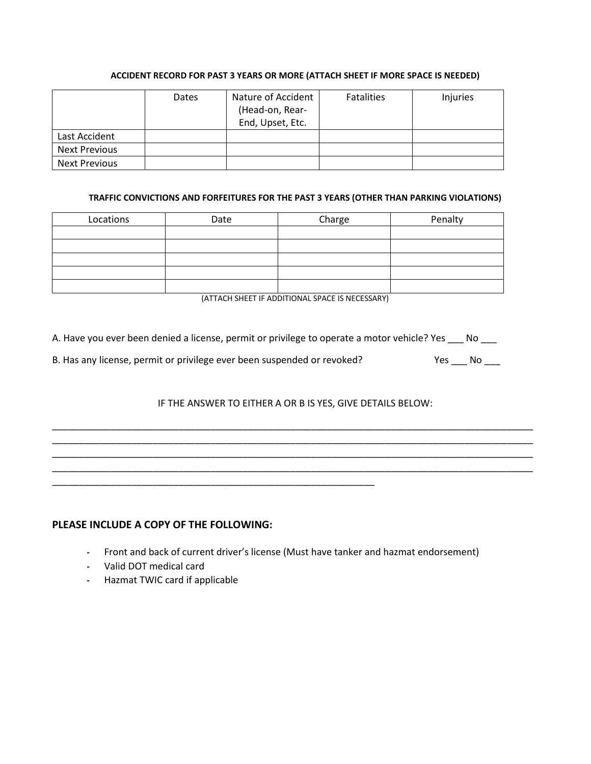**ACCIDENT RECORD FOR PAST 3 YEARS OR MORE (ATTACH SHEET IF MORE SPACE IS NEEDED)**

| | Dates | Nature of Accident (Head-on, Rear-End, Upset, Etc. | Fatalities | Injuries |
|---|---|---|---|---|
| Last Accident | | | | |
| Next Previous | | | | |
| Next Previous | | | | |

**TRAFFIC CONVICTIONS AND FORFEITURES FOR THE PAST 3 YEARS (OTHER THAN PARKING VIOLATIONS)**

| Locations | Date | Charge | Penalty |
|---|---|---|---|
| | | | |
| | | | |
| | | | |
| | | | |
| | | | |

(ATTACH SHEET IF ADDITIONAL SPACE IS NECESSARY)

A. Have you ever been denied a license, permit or privilege to operate a motor vehicle? Yes ___ No ___

B. Has any license, permit or privilege ever been suspended or revoked? Yes ___ No ___

IF THE ANSWER TO EITHER A OR B IS YES, GIVE DETAILS BELOW:

_______________________________________________________________________________________
_______________________________________________________________________________________
_______________________________________________________________________________________
_______________________________________________________________________________________
__________________________________________________________

## PLEASE INCLUDE A COPY OF THE FOLLOWING:

- Front and back of current driver's license (Must have tanker and hazmat endorsement)
- Valid DOT medical card
- Hazmat TWIC card if applicable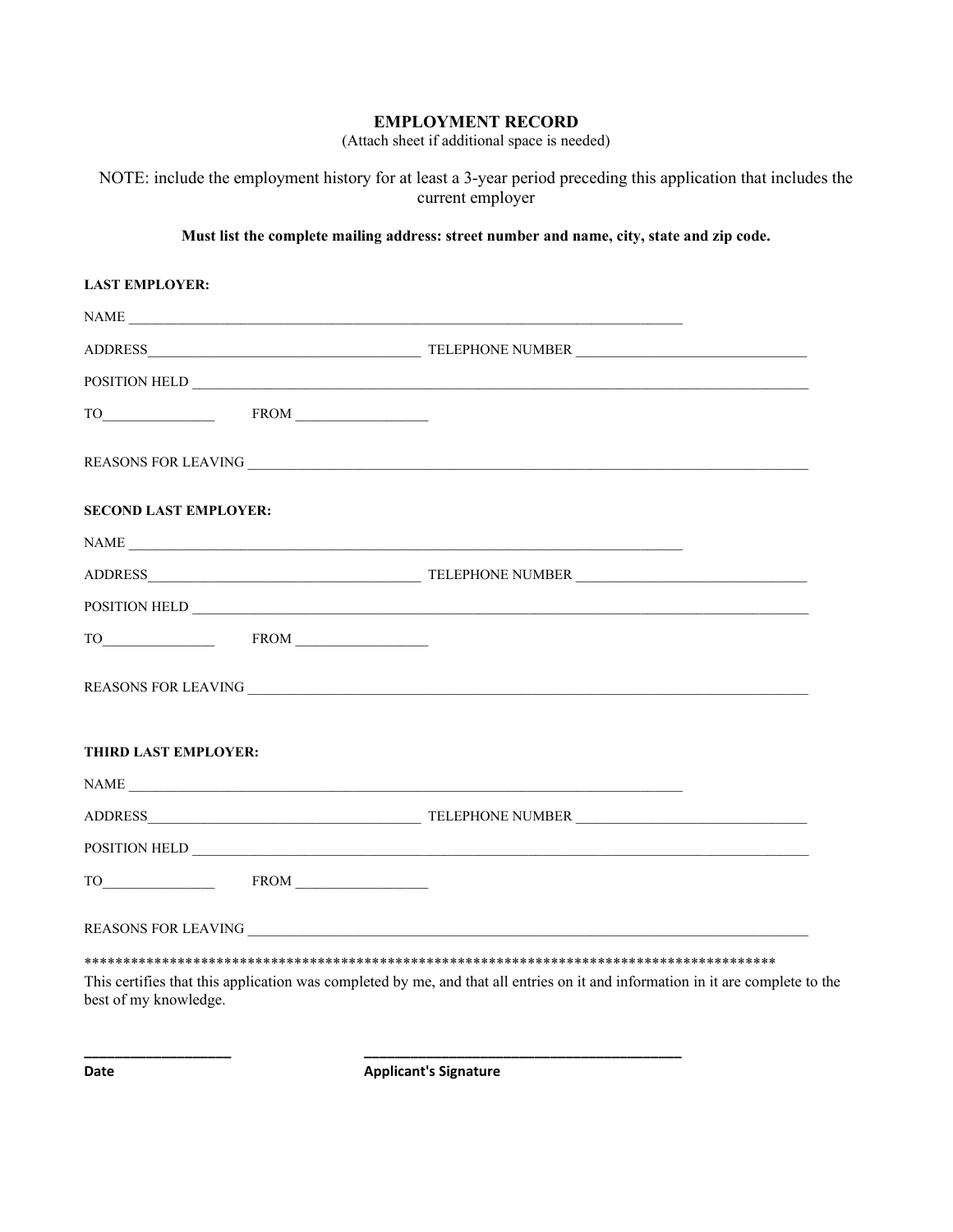# EMPLOYMENT RECORD

(Attach sheet if additional space is needed)

NOTE: include the employment history for at least a 3-year period preceding this application that includes the current employer

**Must list the complete mailing address: street number and name, city, state and zip code.**

**LAST EMPLOYER:**

NAME ___________________________________________________________________________

ADDRESS_____________________________________ TELEPHONE NUMBER _______________________________

POSITION HELD ______________________________________________________________________________________

TO_______________ FROM __________________

REASONS FOR LEAVING ________________________________________________________________________________

**SECOND LAST EMPLOYER:**

NAME ___________________________________________________________________________

ADDRESS_____________________________________ TELEPHONE NUMBER _______________________________

POSITION HELD ______________________________________________________________________________________

TO_______________ FROM __________________

REASONS FOR LEAVING ________________________________________________________________________________

**THIRD LAST EMPLOYER:**

NAME ___________________________________________________________________________

ADDRESS_____________________________________ TELEPHONE NUMBER _______________________________

POSITION HELD ______________________________________________________________________________________

TO_______________ FROM __________________

REASONS FOR LEAVING ________________________________________________________________________________

*******************************************************************************************

This certifies that this application was completed by me, and that all entries on it and information in it are complete to the best of my knowledge.

___________________ ___________________________________________

**Date** **Applicant's Signature**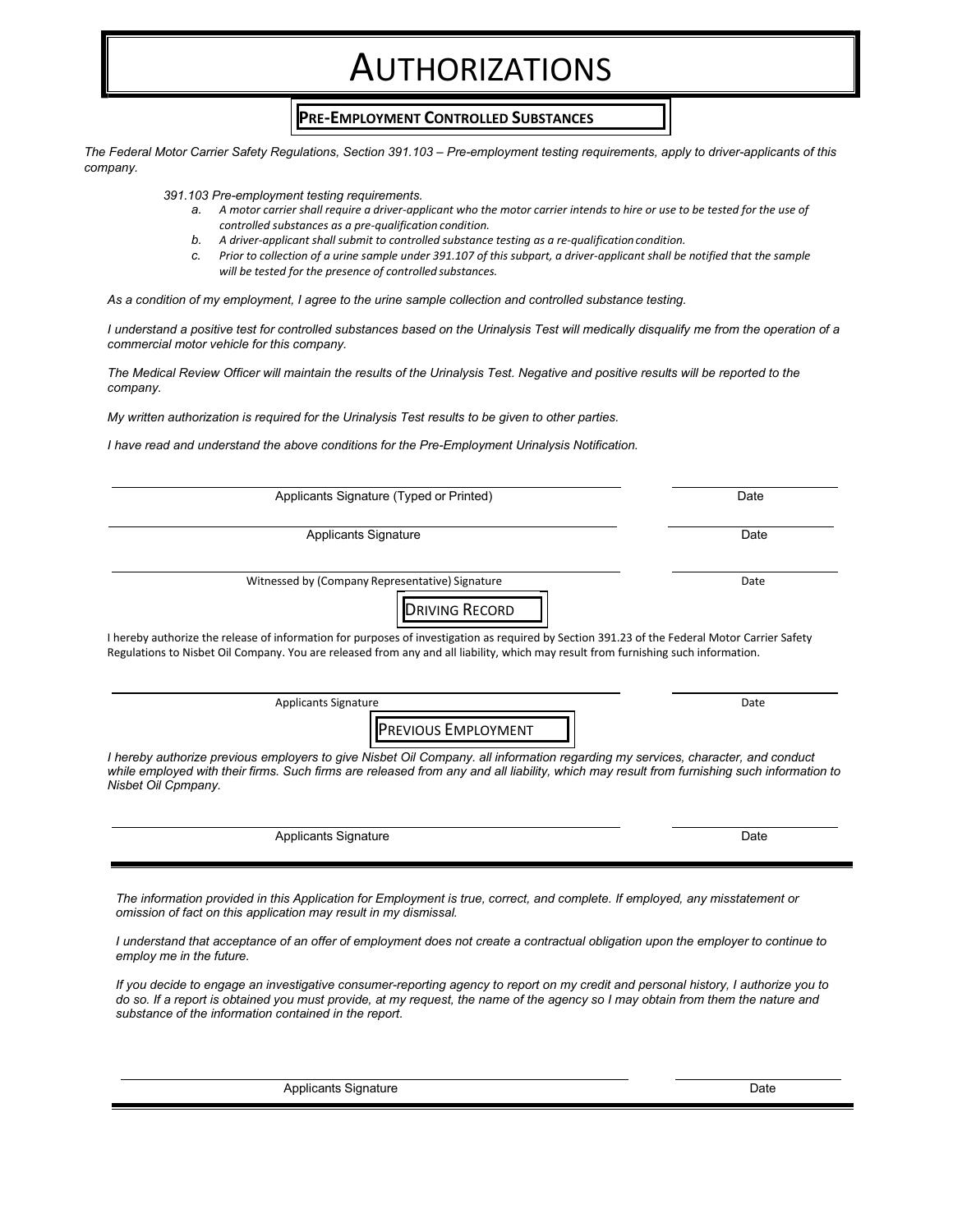# AUTHORIZATIONS

## PRE-EMPLOYMENT CONTROLLED SUBSTANCES

*The Federal Motor Carrier Safety Regulations, Section 391.103 – Pre-employment testing requirements, apply to driver-applicants of this company.*

*391.103 Pre-employment testing requirements.*

- a. *A motor carrier shall require a driver-applicant who the motor carrier intends to hire or use to be tested for the use of controlled substances as a pre-qualification condition.*
- b. *A driver-applicant shall submit to controlled substance testing as a re-qualification condition.*
- c. *Prior to collection of a urine sample under 391.107 of this subpart, a driver-applicant shall be notified that the sample will be tested for the presence of controlled substances.*

*As a condition of my employment, I agree to the urine sample collection and controlled substance testing.*

*I understand a positive test for controlled substances based on the Urinalysis Test will medically disqualify me from the operation of a commercial motor vehicle for this company.*

*The Medical Review Officer will maintain the results of the Urinalysis Test. Negative and positive results will be reported to the company.*

*My written authorization is required for the Urinalysis Test results to be given to other parties.*

*I have read and understand the above conditions for the Pre-Employment Urinalysis Notification.*

Applicants Signature (Typed or Printed) ____________________ Date ________

Applicants Signature ____________________ Date ________

Witnessed by (Company Representative) Signature ____________________ Date ________

## DRIVING RECORD

I hereby authorize the release of information for purposes of investigation as required by Section 391.23 of the Federal Motor Carrier Safety Regulations to Nisbet Oil Company. You are released from any and all liability, which may result from furnishing such information.

Applicants Signature ____________________ Date ________

## PREVIOUS EMPLOYMENT

*I hereby authorize previous employers to give Nisbet Oil Company. all information regarding my services, character, and conduct while employed with their firms. Such firms are released from any and all liability, which may result from furnishing such information to Nisbet Oil Cpmpany.*

Applicants Signature ____________________ Date ________

---

*The information provided in this Application for Employment is true, correct, and complete. If employed, any misstatement or omission of fact on this application may result in my dismissal.*

*I understand that acceptance of an offer of employment does not create a contractual obligation upon the employer to continue to employ me in the future.*

*If you decide to engage an investigative consumer-reporting agency to report on my credit and personal history, I authorize you to do so. If a report is obtained you must provide, at my request, the name of the agency so I may obtain from them the nature and substance of the information contained in the report.*

Applicants Signature ____________________ Date ________